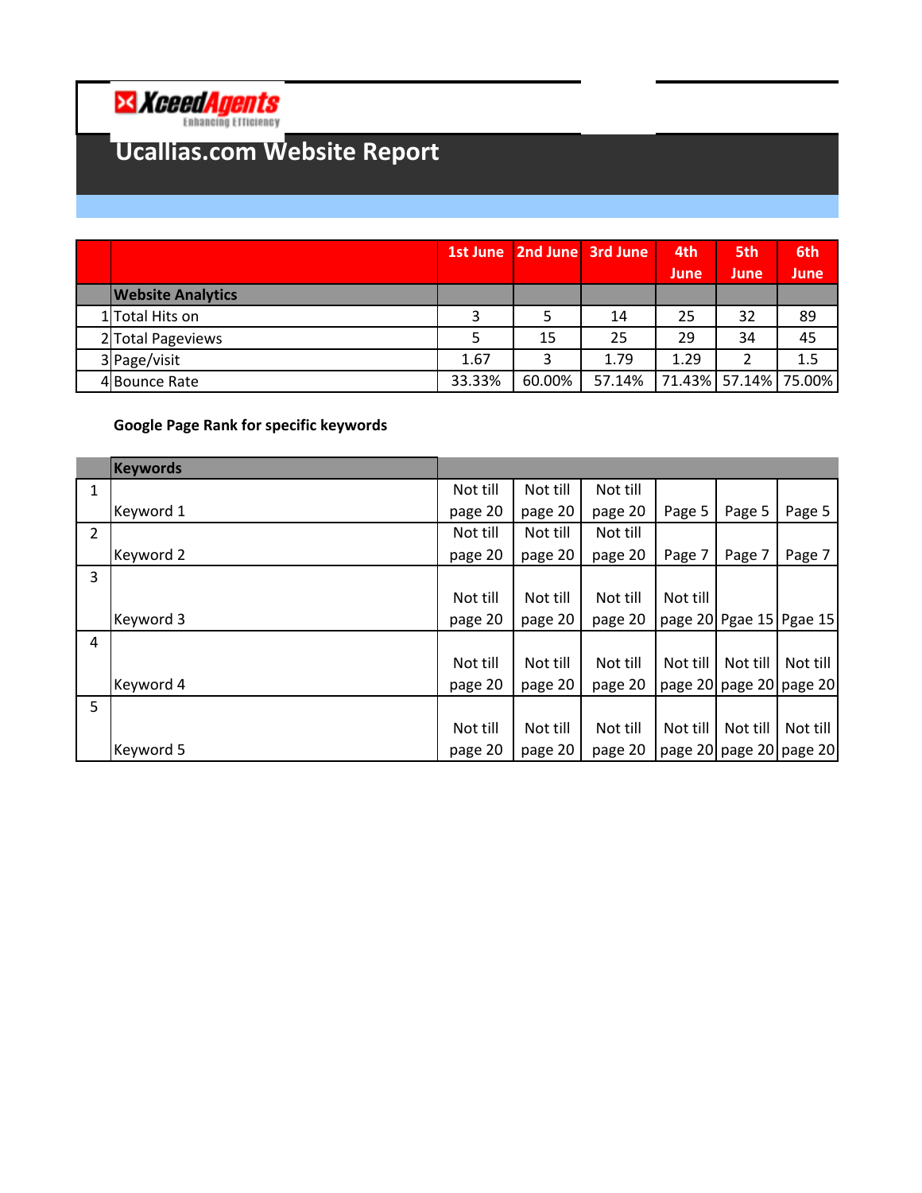XceedAgents
Enhancing Efficiency

# Ucallias.com Website Report

| | | 1st June | 2nd June | 3rd June | 4th June | 5th June | 6th June |
|---|---|---|---|---|---|---|---|
| | **Website Analytics** | | | | | | |
| 1 | Total Hits on | 3 | 5 | 14 | 25 | 32 | 89 |
| 2 | Total Pageviews | 5 | 15 | 25 | 29 | 34 | 45 |
| 3 | Page/visit | 1.67 | 3 | 1.79 | 1.29 | 2 | 1.5 |
| 4 | Bounce Rate | 33.33% | 60.00% | 57.14% | 71.43% | 57.14% | 75.00% |

**Google Page Rank for specific keywords**

| | **Keywords** | | | | | | |
|---|---|---|---|---|---|---|---|
| 1 | Keyword 1 | Not till page 20 | Not till page 20 | Not till page 20 | Page 5 | Page 5 | Page 5 |
| 2 | Keyword 2 | Not till page 20 | Not till page 20 | Not till page 20 | Page 7 | Page 7 | Page 7 |
| 3 | Keyword 3 | Not till page 20 | Not till page 20 | Not till page 20 | Not till page 20 | Pgae 15 | Pgae 15 |
| 4 | Keyword 4 | Not till page 20 | Not till page 20 | Not till page 20 | Not till page 20 | Not till page 20 | Not till page 20 |
| 5 | Keyword 5 | Not till page 20 | Not till page 20 | Not till page 20 | Not till page 20 | Not till page 20 | Not till page 20 |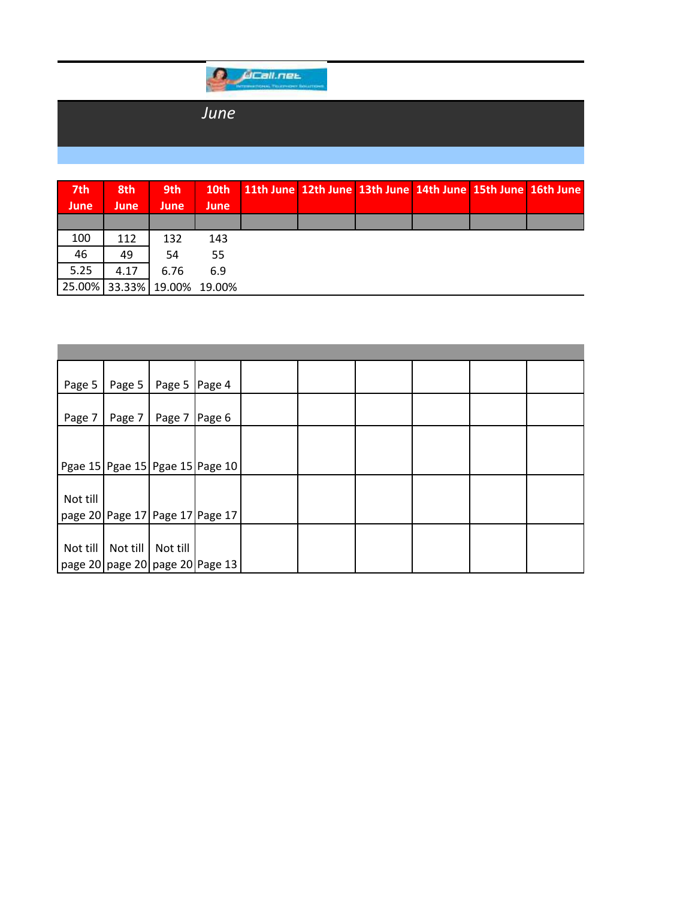*June*

| 7th June | 8th June | 9th June | 10th June | 11th June | 12th June | 13th June | 14th June | 15th June | 16th June |
|---|---|---|---|---|---|---|---|---|---|
| | | | | | | | | | |
| 100 | 112 | 132 | 143 | | | | | | |
| 46 | 49 | 54 | 55 | | | | | | |
| 5.25 | 4.17 | 6.76 | 6.9 | | | | | | |
| 25.00% | 33.33% | 19.00% | 19.00% | | | | | | |

| | | | | | | | | | |
|---|---|---|---|---|---|---|---|---|---|
| Page 5 | Page 5 | Page 5 | Page 4 | | | | | | |
| Page 7 | Page 7 | Page 7 | Page 6 | | | | | | |
| Pgae 15 | Pgae 15 | Pgae 15 | Page 10 | | | | | | |
| Not till page 20 | Page 17 | Page 17 | Page 17 | | | | | | |
| Not till page 20 | Not till page 20 | Not till page 20 | Page 13 | | | | | | |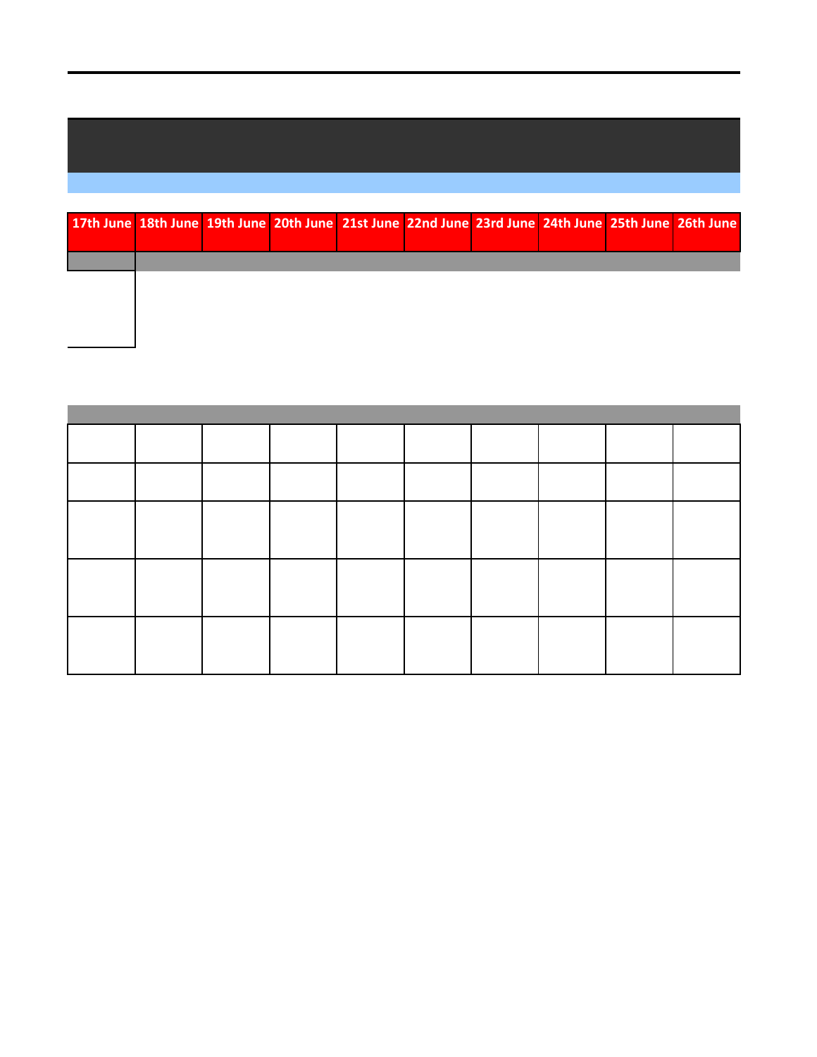| 17th June | 18th June | 19th June | 20th June | 21st June | 22nd June | 23rd June | 24th June | 25th June | 26th June |
|---|---|---|---|---|---|---|---|---|---|

| | | | | | | | | | |
|---|---|---|---|---|---|---|---|---|---|
| | | | | | | | | | |
| | | | | | | | | | |
| | | | | | | | | | |
| | | | | | | | | | |
| | | | | | | | | | |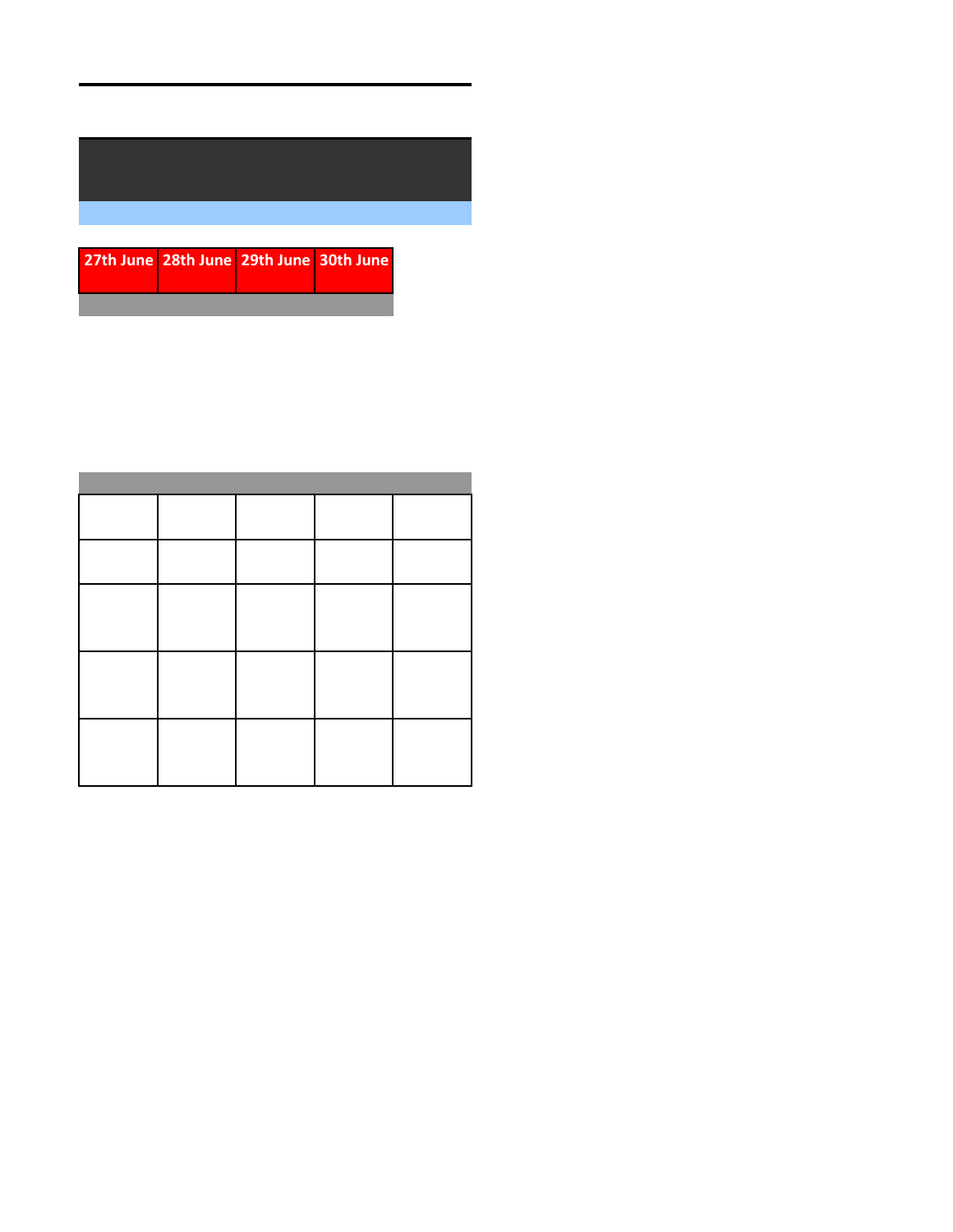| 27th June | 28th June | 29th June | 30th June |
| --- | --- | --- | --- |